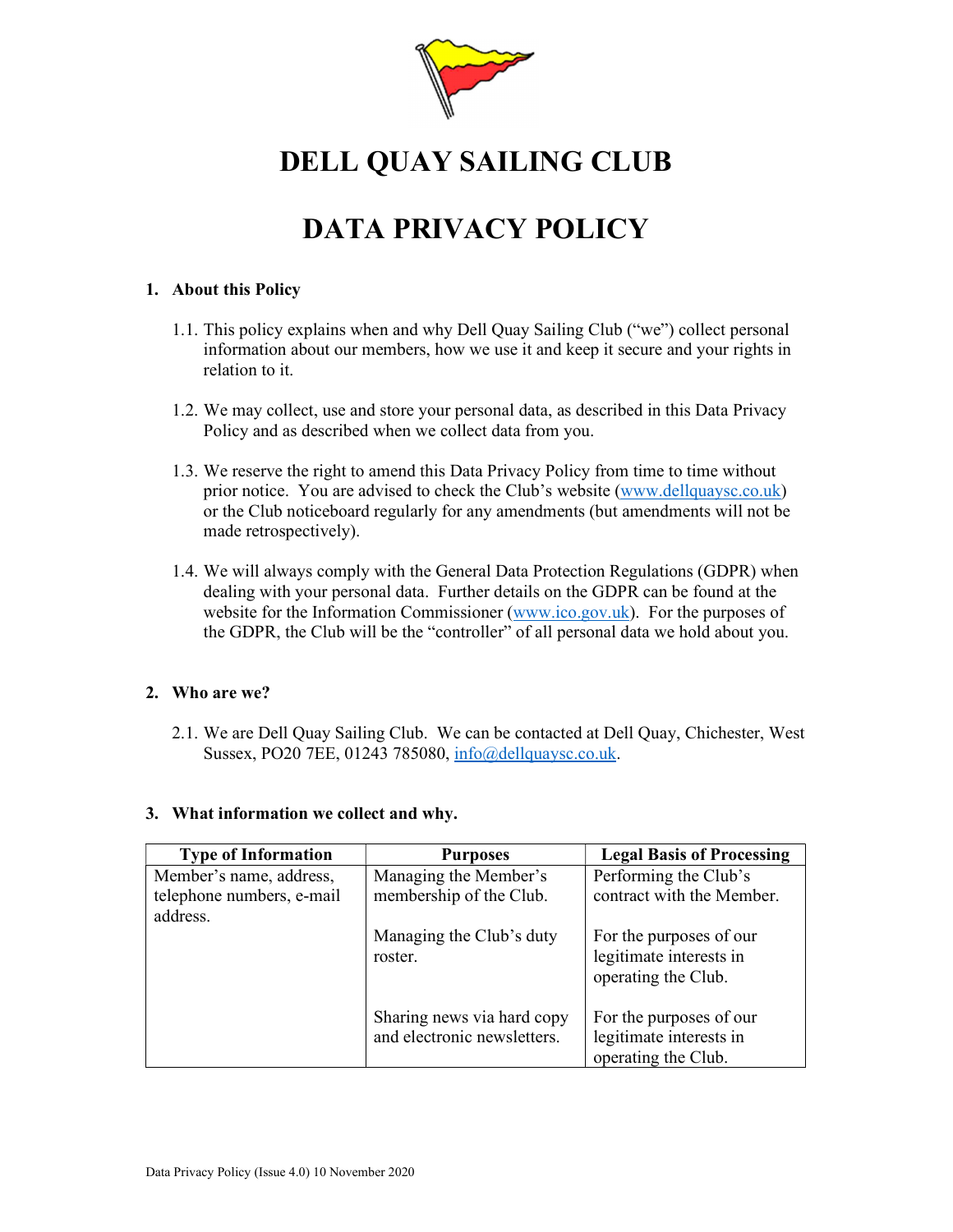# DELL QUAY SAILING CLUB

# DATA PRIVACY POLICY

## 1. About this Policy

1.1. This policy explains when and why Dell Quay Sailing Club ("we") collect personal information about our members, how we use it and keep it secure and your rights in relation to it.

1.2. We may collect, use and store your personal data, as described in this Data Privacy Policy and as described when we collect data from you.

1.3. We reserve the right to amend this Data Privacy Policy from time to time without prior notice. You are advised to check the Club's website (www.dellquaysc.co.uk) or the Club noticeboard regularly for any amendments (but amendments will not be made retrospectively).

1.4. We will always comply with the General Data Protection Regulations (GDPR) when dealing with your personal data. Further details on the GDPR can be found at the website for the Information Commissioner (www.ico.gov.uk). For the purposes of the GDPR, the Club will be the "controller" of all personal data we hold about you.

## 2. Who are we?

2.1. We are Dell Quay Sailing Club. We can be contacted at Dell Quay, Chichester, West Sussex, PO20 7EE, 01243 785080, info@dellquaysc.co.uk.

## 3. What information we collect and why.

| Type of Information | Purposes | Legal Basis of Processing |
|---|---|---|
| Member's name, address, telephone numbers, e-mail address. | Managing the Member's membership of the Club. | Performing the Club's contract with the Member. |
| | Managing the Club's duty roster. | For the purposes of our legitimate interests in operating the Club. |
| | Sharing news via hard copy and electronic newsletters. | For the purposes of our legitimate interests in operating the Club. |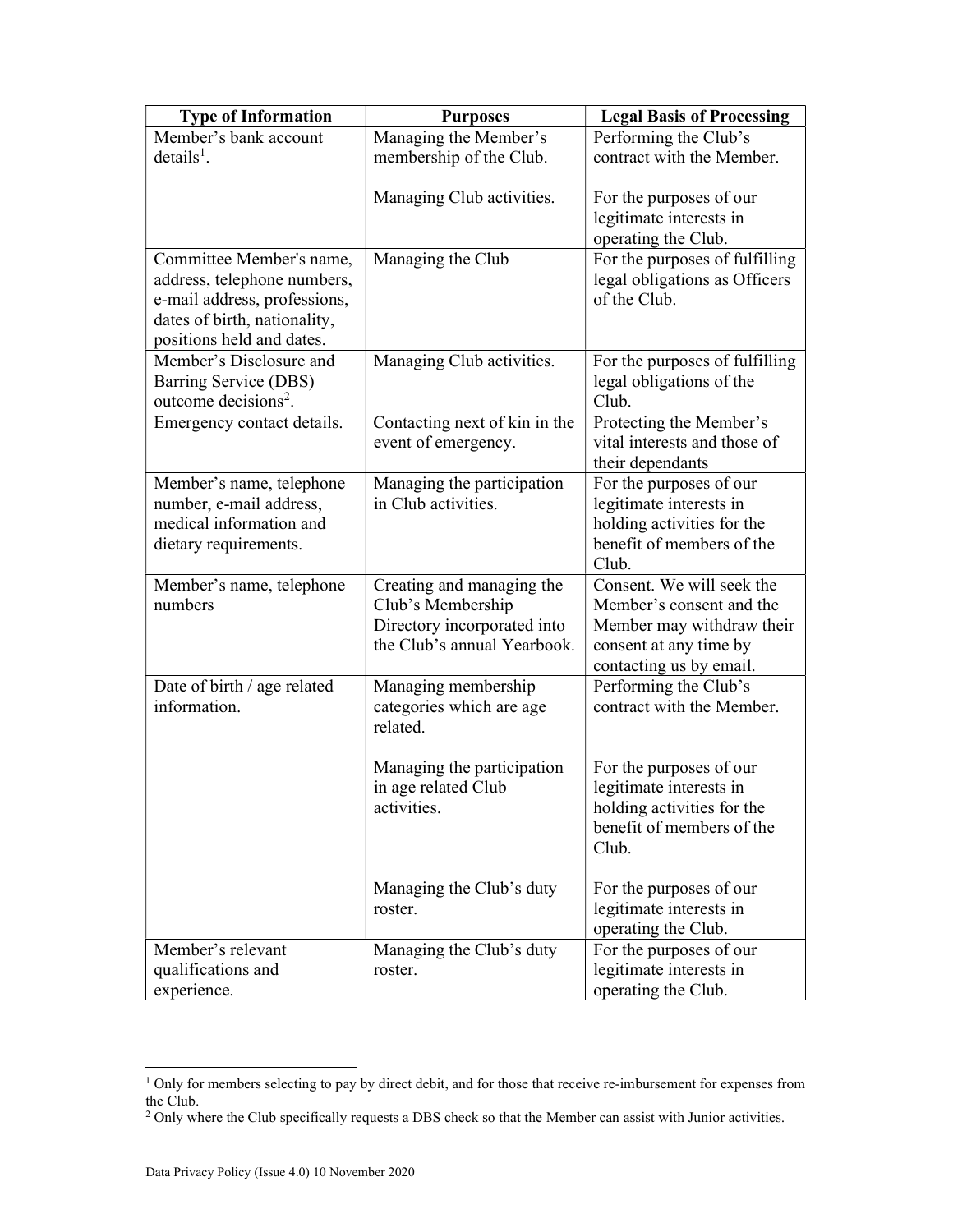| Type of Information | Purposes | Legal Basis of Processing |
|---|---|---|
| Member's bank account details[1]. | Managing the Member's membership of the Club.<br><br>Managing Club activities. | Performing the Club's contract with the Member.<br><br>For the purposes of our legitimate interests in operating the Club. |
| Committee Member's name, address, telephone numbers, e-mail address, professions, dates of birth, nationality, positions held and dates. | Managing the Club | For the purposes of fulfilling legal obligations as Officers of the Club. |
| Member's Disclosure and Barring Service (DBS) outcome decisions[2]. | Managing Club activities. | For the purposes of fulfilling legal obligations of the Club. |
| Emergency contact details. | Contacting next of kin in the event of emergency. | Protecting the Member's vital interests and those of their dependants |
| Member's name, telephone number, e-mail address, medical information and dietary requirements. | Managing the participation in Club activities. | For the purposes of our legitimate interests in holding activities for the benefit of members of the Club. |
| Member's name, telephone numbers | Creating and managing the Club's Membership Directory incorporated into the Club's annual Yearbook. | Consent. We will seek the Member's consent and the Member may withdraw their consent at any time by contacting us by email. |
| Date of birth / age related information. | Managing membership categories which are age related.<br><br>Managing the participation in age related Club activities.<br><br>Managing the Club's duty roster. | Performing the Club's contract with the Member.<br><br>For the purposes of our legitimate interests in holding activities for the benefit of members of the Club.<br><br>For the purposes of our legitimate interests in operating the Club. |
| Member's relevant qualifications and experience. | Managing the Club's duty roster. | For the purposes of our legitimate interests in operating the Club. |

[1] Only for members selecting to pay by direct debit, and for those that receive re-imbursement for expenses from the Club.

[2] Only where the Club specifically requests a DBS check so that the Member can assist with Junior activities.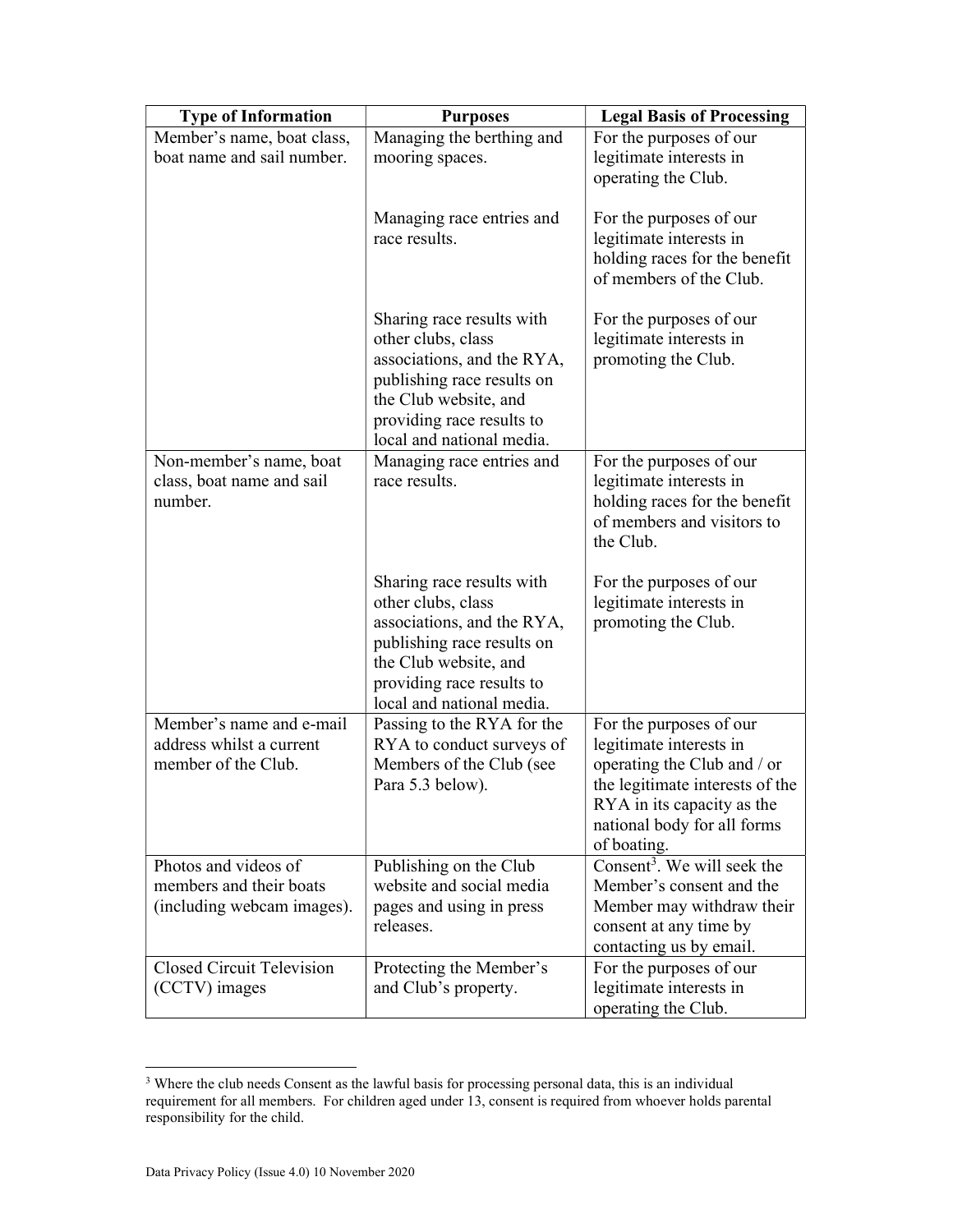| Type of Information | Purposes | Legal Basis of Processing |
|---|---|---|
| Member's name, boat class, boat name and sail number. | Managing the berthing and mooring spaces. | For the purposes of our legitimate interests in operating the Club. |
| | Managing race entries and race results. | For the purposes of our legitimate interests in holding races for the benefit of members of the Club. |
| | Sharing race results with other clubs, class associations, and the RYA, publishing race results on the Club website, and providing race results to local and national media. | For the purposes of our legitimate interests in promoting the Club. |
| Non-member's name, boat class, boat name and sail number. | Managing race entries and race results. | For the purposes of our legitimate interests in holding races for the benefit of members and visitors to the Club. |
| | Sharing race results with other clubs, class associations, and the RYA, publishing race results on the Club website, and providing race results to local and national media. | For the purposes of our legitimate interests in promoting the Club. |
| Member's name and e-mail address whilst a current member of the Club. | Passing to the RYA for the RYA to conduct surveys of Members of the Club (see Para 5.3 below). | For the purposes of our legitimate interests in operating the Club and / or the legitimate interests of the RYA in its capacity as the national body for all forms of boating. |
| Photos and videos of members and their boats (including webcam images). | Publishing on the Club website and social media pages and using in press releases. | Consent[3]. We will seek the Member's consent and the Member may withdraw their consent at any time by contacting us by email. |
| Closed Circuit Television (CCTV) images | Protecting the Member's and Club's property. | For the purposes of our legitimate interests in operating the Club. |

[3] Where the club needs Consent as the lawful basis for processing personal data, this is an individual requirement for all members. For children aged under 13, consent is required from whoever holds parental responsibility for the child.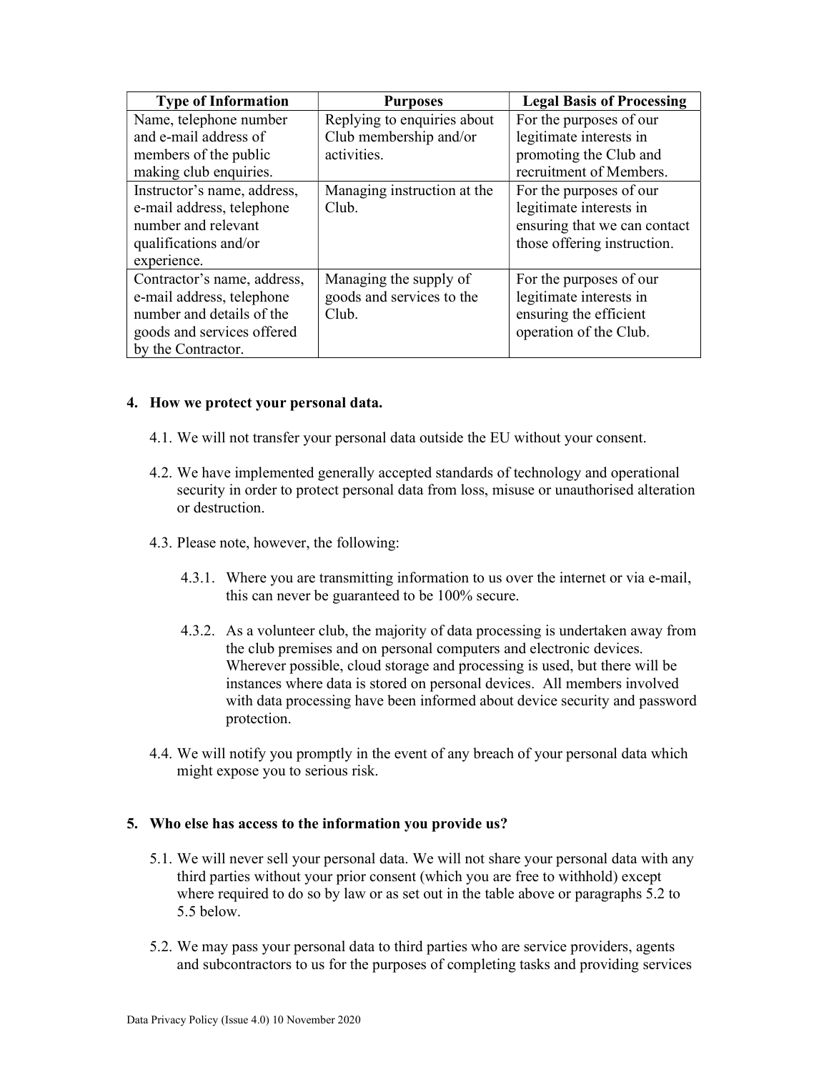| Type of Information | Purposes | Legal Basis of Processing |
| --- | --- | --- |
| Name, telephone number and e-mail address of members of the public making club enquiries. | Replying to enquiries about Club membership and/or activities. | For the purposes of our legitimate interests in promoting the Club and recruitment of Members. |
| Instructor's name, address, e-mail address, telephone number and relevant qualifications and/or experience. | Managing instruction at the Club. | For the purposes of our legitimate interests in ensuring that we can contact those offering instruction. |
| Contractor's name, address, e-mail address, telephone number and details of the goods and services offered by the Contractor. | Managing the supply of goods and services to the Club. | For the purposes of our legitimate interests in ensuring the efficient operation of the Club. |

**4. How we protect your personal data.**

4.1. We will not transfer your personal data outside the EU without your consent.

4.2. We have implemented generally accepted standards of technology and operational security in order to protect personal data from loss, misuse or unauthorised alteration or destruction.

4.3. Please note, however, the following:

4.3.1. Where you are transmitting information to us over the internet or via e-mail, this can never be guaranteed to be 100% secure.

4.3.2. As a volunteer club, the majority of data processing is undertaken away from the club premises and on personal computers and electronic devices. Wherever possible, cloud storage and processing is used, but there will be instances where data is stored on personal devices. All members involved with data processing have been informed about device security and password protection.

4.4. We will notify you promptly in the event of any breach of your personal data which might expose you to serious risk.

**5. Who else has access to the information you provide us?**

5.1. We will never sell your personal data. We will not share your personal data with any third parties without your prior consent (which you are free to withhold) except where required to do so by law or as set out in the table above or paragraphs 5.2 to 5.5 below.

5.2. We may pass your personal data to third parties who are service providers, agents and subcontractors to us for the purposes of completing tasks and providing services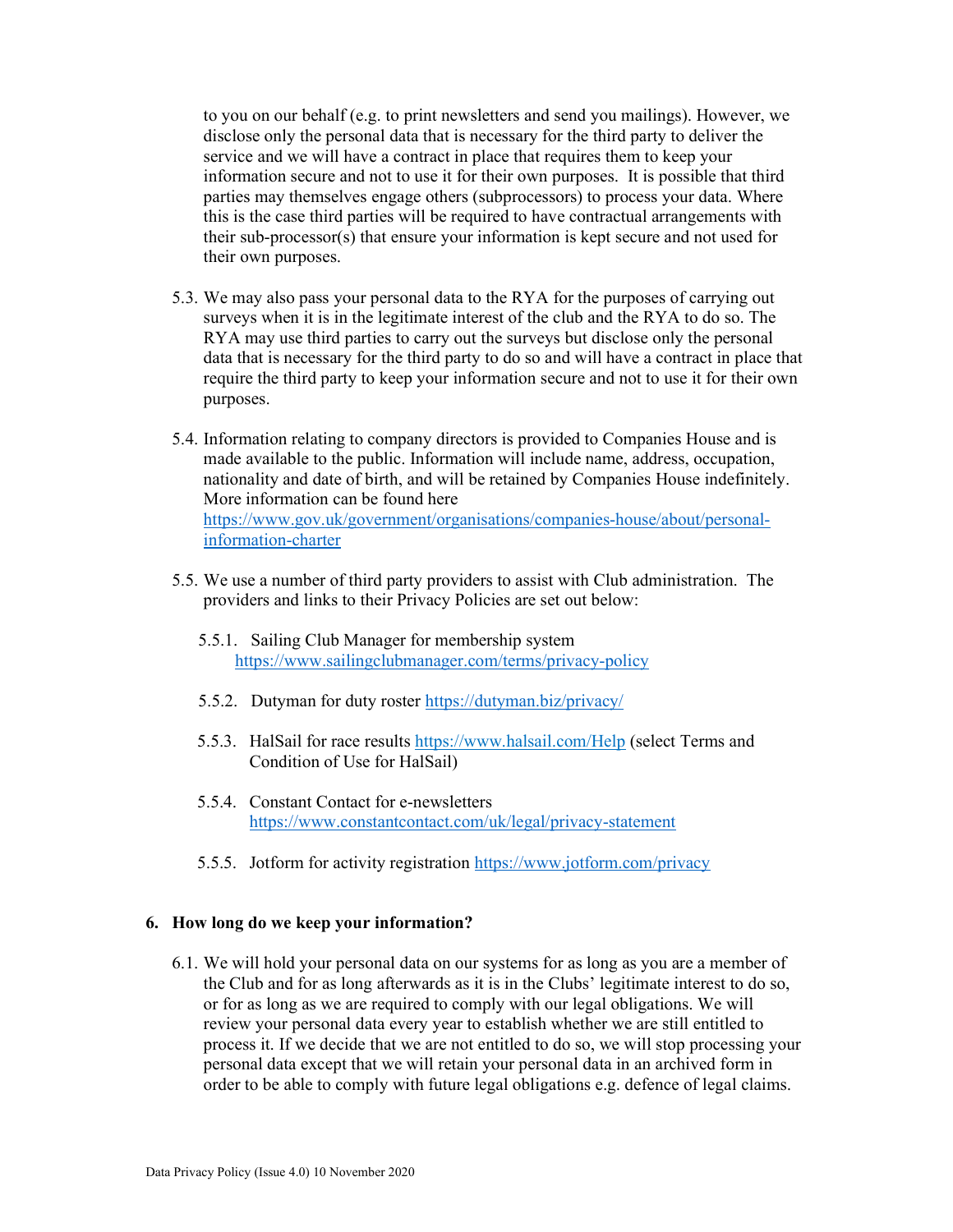to you on our behalf (e.g. to print newsletters and send you mailings). However, we disclose only the personal data that is necessary for the third party to deliver the service and we will have a contract in place that requires them to keep your information secure and not to use it for their own purposes. It is possible that third parties may themselves engage others (subprocessors) to process your data. Where this is the case third parties will be required to have contractual arrangements with their sub-processor(s) that ensure your information is kept secure and not used for their own purposes.

5.3. We may also pass your personal data to the RYA for the purposes of carrying out surveys when it is in the legitimate interest of the club and the RYA to do so. The RYA may use third parties to carry out the surveys but disclose only the personal data that is necessary for the third party to do so and will have a contract in place that require the third party to keep your information secure and not to use it for their own purposes.

5.4. Information relating to company directors is provided to Companies House and is made available to the public. Information will include name, address, occupation, nationality and date of birth, and will be retained by Companies House indefinitely. More information can be found here https://www.gov.uk/government/organisations/companies-house/about/personal-information-charter

5.5. We use a number of third party providers to assist with Club administration. The providers and links to their Privacy Policies are set out below:

5.5.1. Sailing Club Manager for membership system https://www.sailingclubmanager.com/terms/privacy-policy

5.5.2. Dutyman for duty roster https://dutyman.biz/privacy/

5.5.3. HalSail for race results https://www.halsail.com/Help (select Terms and Condition of Use for HalSail)

5.5.4. Constant Contact for e-newsletters https://www.constantcontact.com/uk/legal/privacy-statement

5.5.5. Jotform for activity registration https://www.jotform.com/privacy

## 6. How long do we keep your information?

6.1. We will hold your personal data on our systems for as long as you are a member of the Club and for as long afterwards as it is in the Clubs' legitimate interest to do so, or for as long as we are required to comply with our legal obligations. We will review your personal data every year to establish whether we are still entitled to process it. If we decide that we are not entitled to do so, we will stop processing your personal data except that we will retain your personal data in an archived form in order to be able to comply with future legal obligations e.g. defence of legal claims.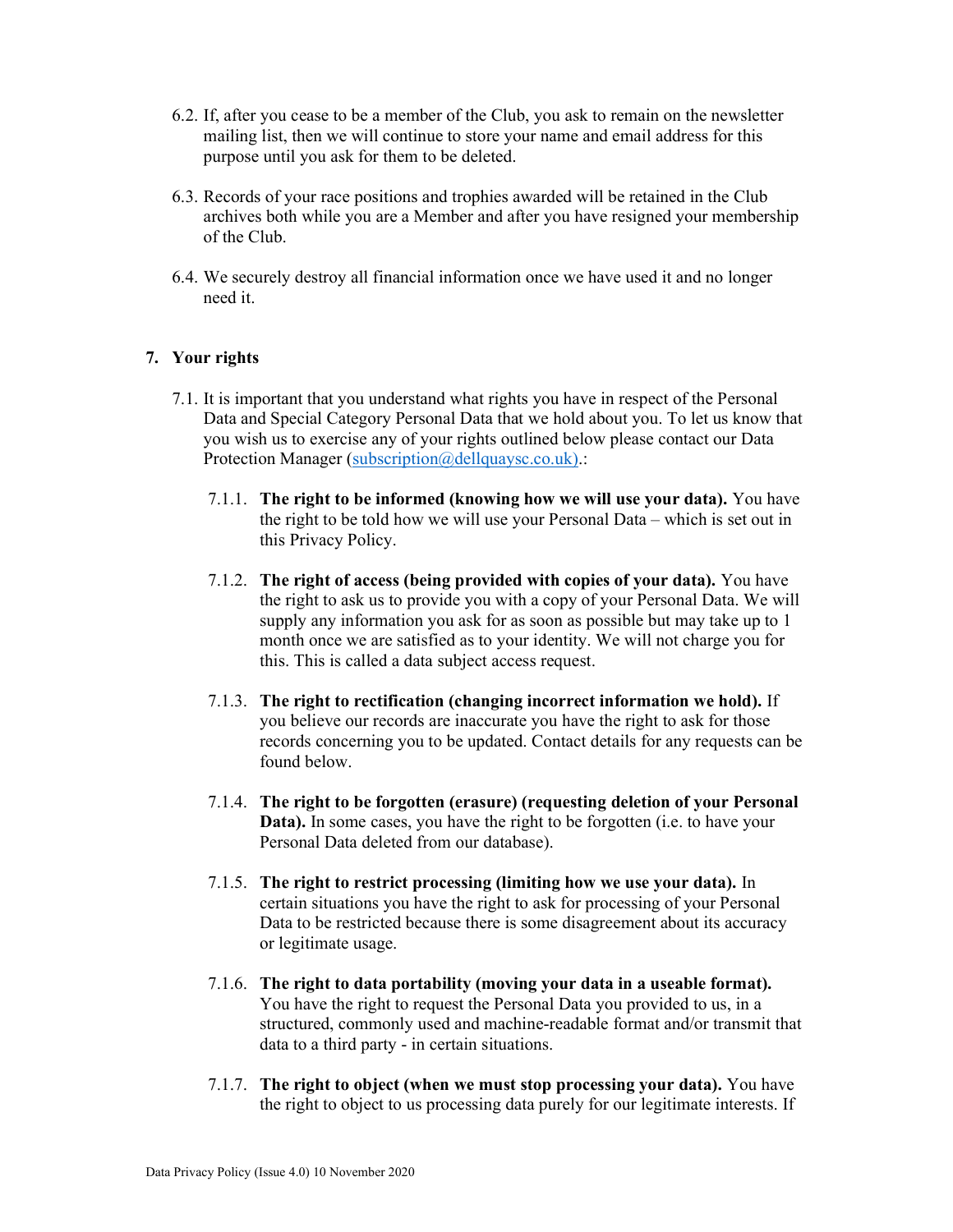6.2. If, after you cease to be a member of the Club, you ask to remain on the newsletter mailing list, then we will continue to store your name and email address for this purpose until you ask for them to be deleted.

6.3. Records of your race positions and trophies awarded will be retained in the Club archives both while you are a Member and after you have resigned your membership of the Club.

6.4. We securely destroy all financial information once we have used it and no longer need it.

## 7. Your rights

7.1. It is important that you understand what rights you have in respect of the Personal Data and Special Category Personal Data that we hold about you. To let us know that you wish us to exercise any of your rights outlined below please contact our Data Protection Manager (subscription@dellquaysc.co.uk).:

7.1.1. **The right to be informed (knowing how we will use your data).** You have the right to be told how we will use your Personal Data – which is set out in this Privacy Policy.

7.1.2. **The right of access (being provided with copies of your data).** You have the right to ask us to provide you with a copy of your Personal Data. We will supply any information you ask for as soon as possible but may take up to 1 month once we are satisfied as to your identity. We will not charge you for this. This is called a data subject access request.

7.1.3. **The right to rectification (changing incorrect information we hold).** If you believe our records are inaccurate you have the right to ask for those records concerning you to be updated. Contact details for any requests can be found below.

7.1.4. **The right to be forgotten (erasure) (requesting deletion of your Personal Data).** In some cases, you have the right to be forgotten (i.e. to have your Personal Data deleted from our database).

7.1.5. **The right to restrict processing (limiting how we use your data).** In certain situations you have the right to ask for processing of your Personal Data to be restricted because there is some disagreement about its accuracy or legitimate usage.

7.1.6. **The right to data portability (moving your data in a useable format).** You have the right to request the Personal Data you provided to us, in a structured, commonly used and machine-readable format and/or transmit that data to a third party - in certain situations.

7.1.7. **The right to object (when we must stop processing your data).** You have the right to object to us processing data purely for our legitimate interests. If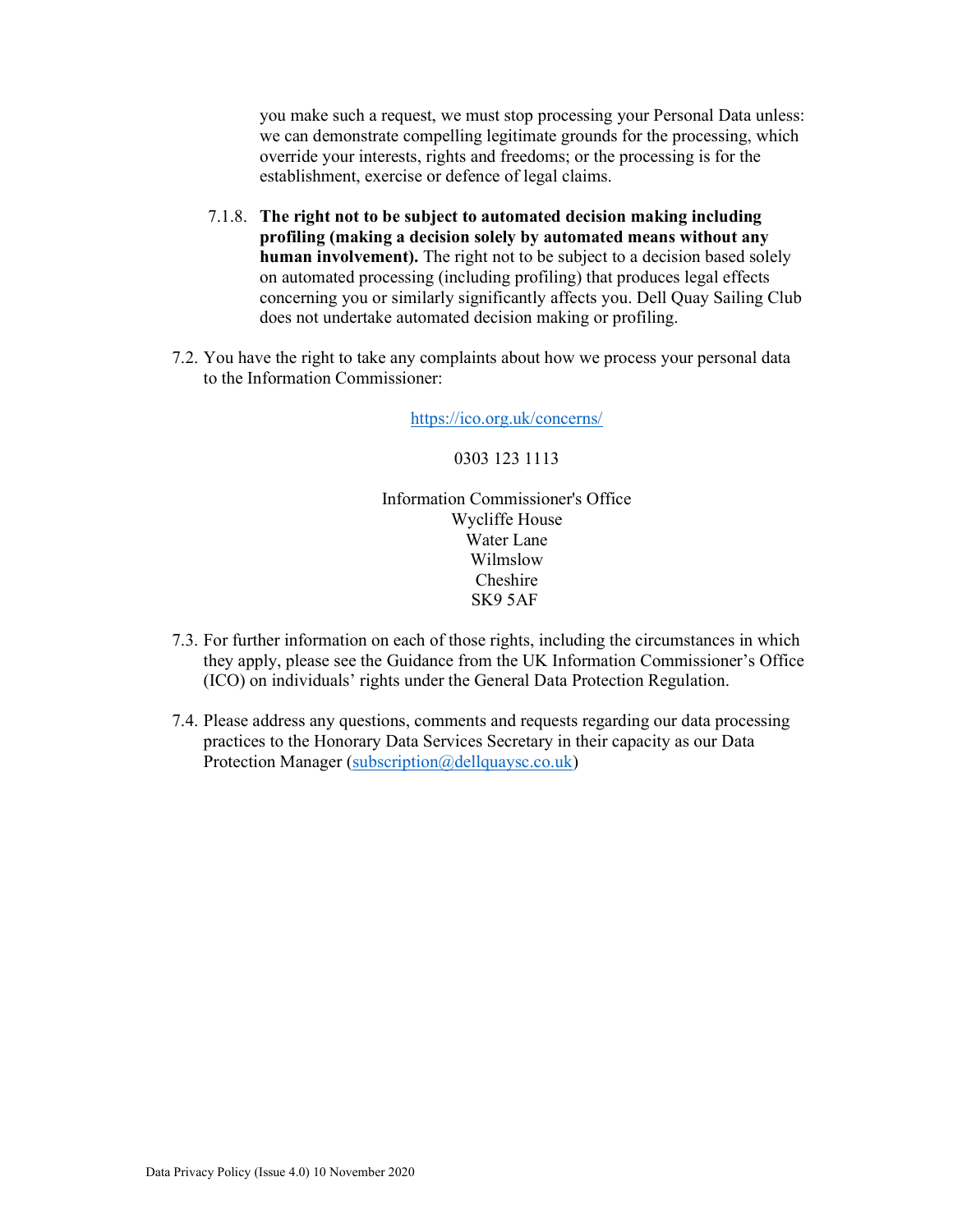you make such a request, we must stop processing your Personal Data unless: we can demonstrate compelling legitimate grounds for the processing, which override your interests, rights and freedoms; or the processing is for the establishment, exercise or defence of legal claims.

7.1.8. **The right not to be subject to automated decision making including profiling (making a decision solely by automated means without any human involvement).** The right not to be subject to a decision based solely on automated processing (including profiling) that produces legal effects concerning you or similarly significantly affects you. Dell Quay Sailing Club does not undertake automated decision making or profiling.

7.2. You have the right to take any complaints about how we process your personal data to the Information Commissioner:

https://ico.org.uk/concerns/

0303 123 1113

Information Commissioner's Office
Wycliffe House
Water Lane
Wilmslow
Cheshire
SK9 5AF

7.3. For further information on each of those rights, including the circumstances in which they apply, please see the Guidance from the UK Information Commissioner's Office (ICO) on individuals' rights under the General Data Protection Regulation.

7.4. Please address any questions, comments and requests regarding our data processing practices to the Honorary Data Services Secretary in their capacity as our Data Protection Manager (subscription@dellquaysc.co.uk)